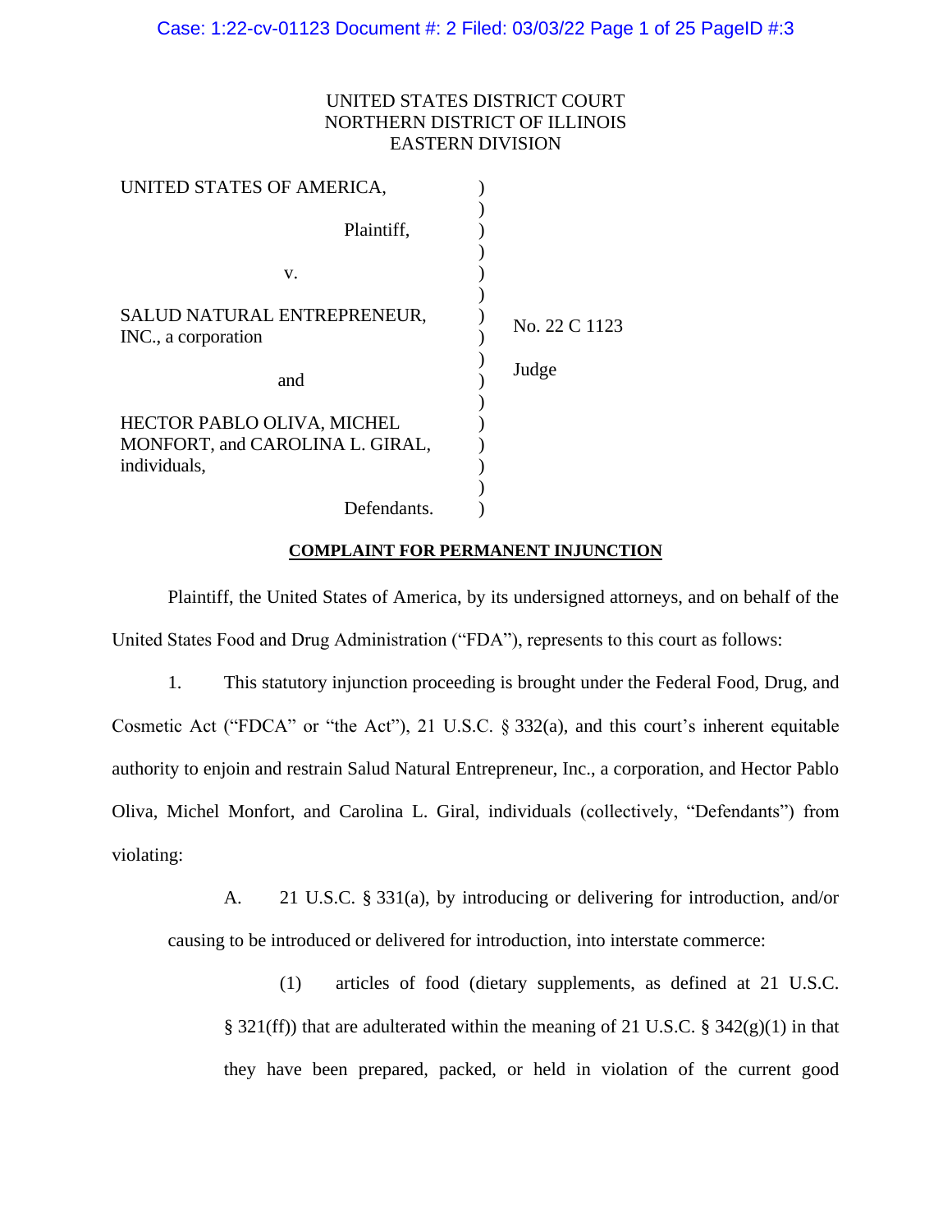UNITED STATES DISTRICT COURT
NORTHERN DISTRICT OF ILLINOIS
EASTERN DIVISION

| | | |
|---|---|---|
| UNITED STATES OF AMERICA,<br><br>Plaintiff,<br><br>v.<br><br>SALUD NATURAL ENTREPRENEUR, INC., a corporation<br><br>and<br><br>HECTOR PABLO OLIVA, MICHEL MONFORT, and CAROLINA L. GIRAL, individuals,<br><br>Defendants. | ) | No. 22 C 1123<br><br>Judge |

**COMPLAINT FOR PERMANENT INJUNCTION**

Plaintiff, the United States of America, by its undersigned attorneys, and on behalf of the United States Food and Drug Administration ("FDA"), represents to this court as follows:

1. This statutory injunction proceeding is brought under the Federal Food, Drug, and Cosmetic Act ("FDCA" or "the Act"), 21 U.S.C. § 332(a), and this court's inherent equitable authority to enjoin and restrain Salud Natural Entrepreneur, Inc., a corporation, and Hector Pablo Oliva, Michel Monfort, and Carolina L. Giral, individuals (collectively, "Defendants") from violating:

A. 21 U.S.C. § 331(a), by introducing or delivering for introduction, and/or causing to be introduced or delivered for introduction, into interstate commerce:

(1) articles of food (dietary supplements, as defined at 21 U.S.C. § 321(ff)) that are adulterated within the meaning of 21 U.S.C. § 342(g)(1) in that they have been prepared, packed, or held in violation of the current good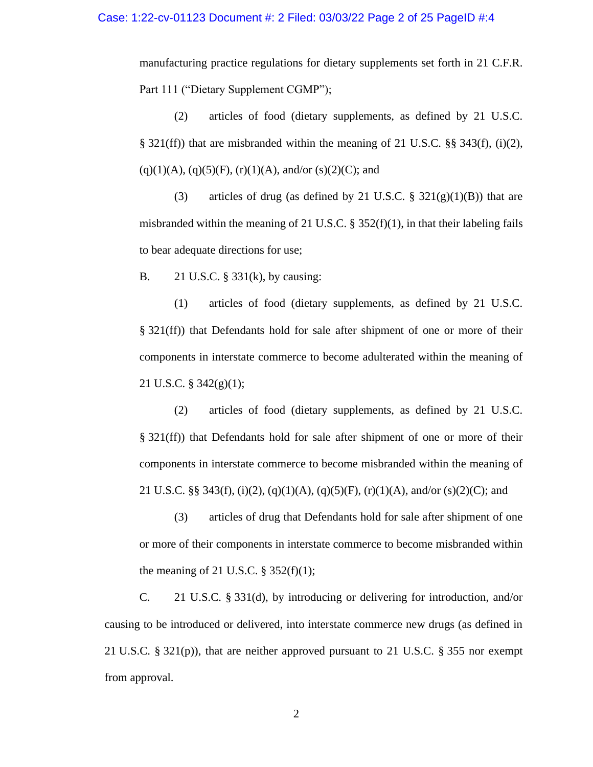manufacturing practice regulations for dietary supplements set forth in 21 C.F.R. Part 111 ("Dietary Supplement CGMP");

(2) articles of food (dietary supplements, as defined by 21 U.S.C. § 321(ff)) that are misbranded within the meaning of 21 U.S.C. §§ 343(f), (i)(2), (q)(1)(A), (q)(5)(F), (r)(1)(A), and/or (s)(2)(C); and

(3) articles of drug (as defined by 21 U.S.C. § 321(g)(1)(B)) that are misbranded within the meaning of 21 U.S.C. § 352(f)(1), in that their labeling fails to bear adequate directions for use;

B. 21 U.S.C. § 331(k), by causing:

(1) articles of food (dietary supplements, as defined by 21 U.S.C. § 321(ff)) that Defendants hold for sale after shipment of one or more of their components in interstate commerce to become adulterated within the meaning of 21 U.S.C. § 342(g)(1);

(2) articles of food (dietary supplements, as defined by 21 U.S.C. § 321(ff)) that Defendants hold for sale after shipment of one or more of their components in interstate commerce to become misbranded within the meaning of 21 U.S.C. §§ 343(f), (i)(2), (q)(1)(A), (q)(5)(F), (r)(1)(A), and/or (s)(2)(C); and

(3) articles of drug that Defendants hold for sale after shipment of one or more of their components in interstate commerce to become misbranded within the meaning of 21 U.S.C. § 352(f)(1);

C. 21 U.S.C. § 331(d), by introducing or delivering for introduction, and/or causing to be introduced or delivered, into interstate commerce new drugs (as defined in 21 U.S.C. § 321(p)), that are neither approved pursuant to 21 U.S.C. § 355 nor exempt from approval.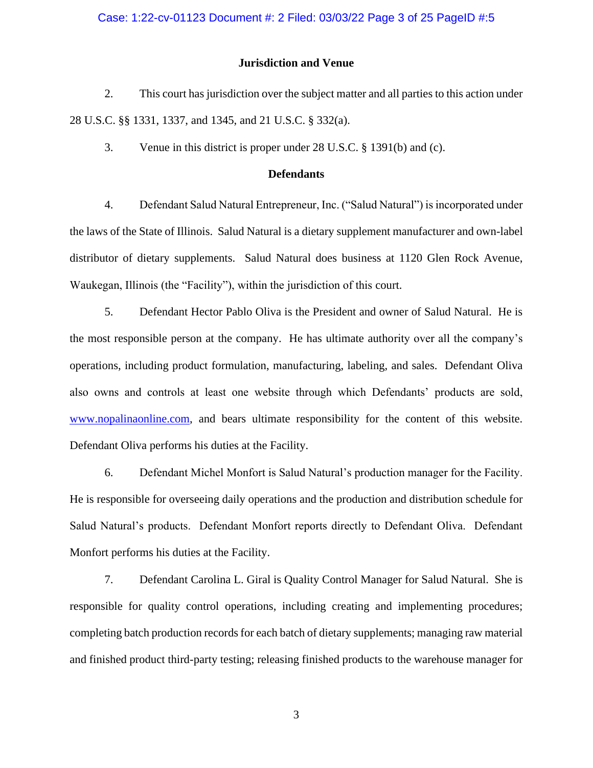## Jurisdiction and Venue

2. This court has jurisdiction over the subject matter and all parties to this action under 28 U.S.C. §§ 1331, 1337, and 1345, and 21 U.S.C. § 332(a).

3. Venue in this district is proper under 28 U.S.C. § 1391(b) and (c).

## Defendants

4. Defendant Salud Natural Entrepreneur, Inc. ("Salud Natural") is incorporated under the laws of the State of Illinois. Salud Natural is a dietary supplement manufacturer and own-label distributor of dietary supplements. Salud Natural does business at 1120 Glen Rock Avenue, Waukegan, Illinois (the "Facility"), within the jurisdiction of this court.

5. Defendant Hector Pablo Oliva is the President and owner of Salud Natural. He is the most responsible person at the company. He has ultimate authority over all the company's operations, including product formulation, manufacturing, labeling, and sales. Defendant Oliva also owns and controls at least one website through which Defendants' products are sold, www.nopalinaonline.com, and bears ultimate responsibility for the content of this website. Defendant Oliva performs his duties at the Facility.

6. Defendant Michel Monfort is Salud Natural's production manager for the Facility. He is responsible for overseeing daily operations and the production and distribution schedule for Salud Natural's products. Defendant Monfort reports directly to Defendant Oliva. Defendant Monfort performs his duties at the Facility.

7. Defendant Carolina L. Giral is Quality Control Manager for Salud Natural. She is responsible for quality control operations, including creating and implementing procedures; completing batch production records for each batch of dietary supplements; managing raw material and finished product third-party testing; releasing finished products to the warehouse manager for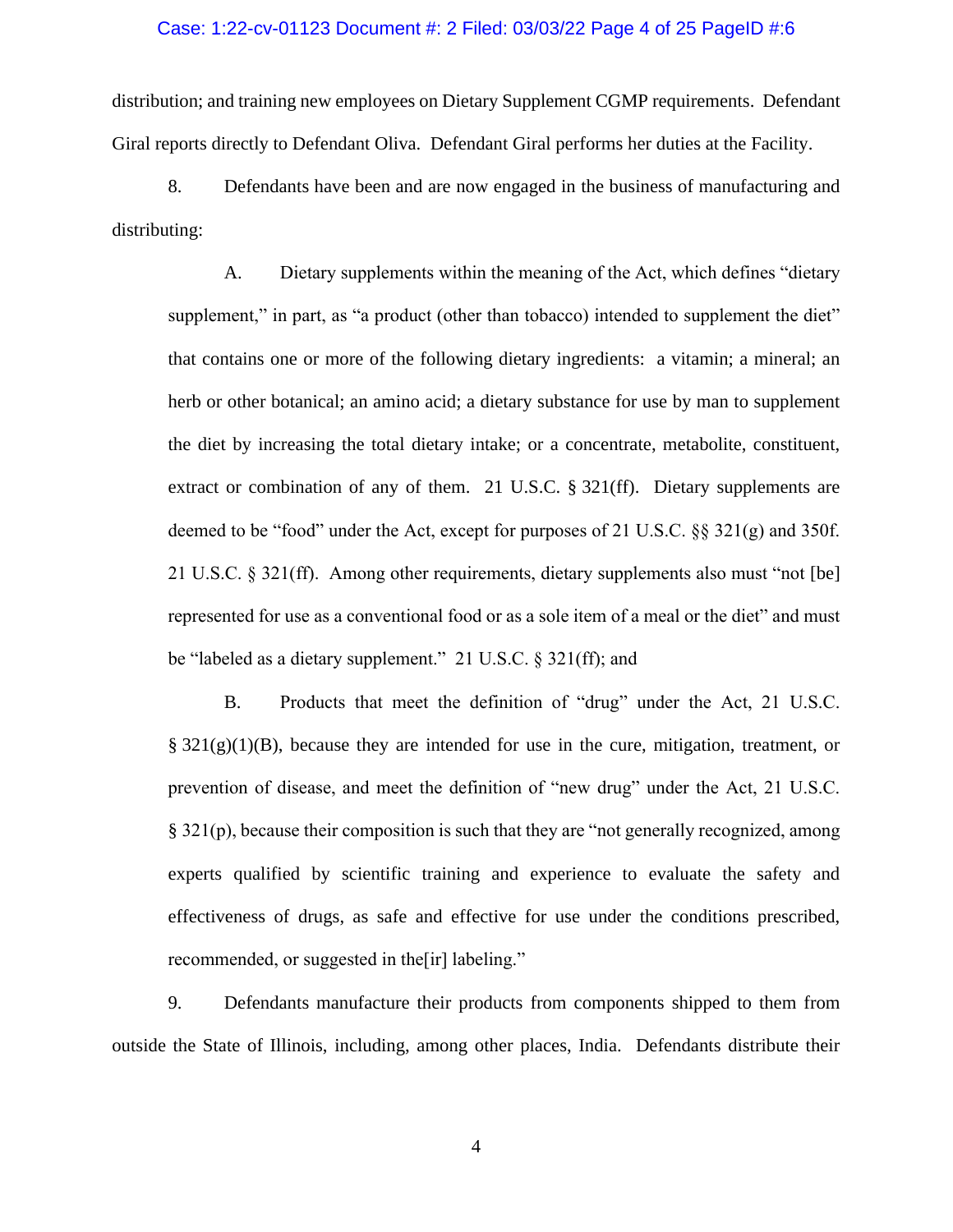distribution; and training new employees on Dietary Supplement CGMP requirements. Defendant Giral reports directly to Defendant Oliva. Defendant Giral performs her duties at the Facility.

8. Defendants have been and are now engaged in the business of manufacturing and distributing:

A. Dietary supplements within the meaning of the Act, which defines "dietary supplement," in part, as "a product (other than tobacco) intended to supplement the diet" that contains one or more of the following dietary ingredients: a vitamin; a mineral; an herb or other botanical; an amino acid; a dietary substance for use by man to supplement the diet by increasing the total dietary intake; or a concentrate, metabolite, constituent, extract or combination of any of them. 21 U.S.C. § 321(ff). Dietary supplements are deemed to be "food" under the Act, except for purposes of 21 U.S.C. §§ 321(g) and 350f. 21 U.S.C. § 321(ff). Among other requirements, dietary supplements also must "not [be] represented for use as a conventional food or as a sole item of a meal or the diet" and must be "labeled as a dietary supplement." 21 U.S.C. § 321(ff); and

B. Products that meet the definition of "drug" under the Act, 21 U.S.C. § 321(g)(1)(B), because they are intended for use in the cure, mitigation, treatment, or prevention of disease, and meet the definition of "new drug" under the Act, 21 U.S.C. § 321(p), because their composition is such that they are "not generally recognized, among experts qualified by scientific training and experience to evaluate the safety and effectiveness of drugs, as safe and effective for use under the conditions prescribed, recommended, or suggested in the[ir] labeling."

9. Defendants manufacture their products from components shipped to them from outside the State of Illinois, including, among other places, India. Defendants distribute their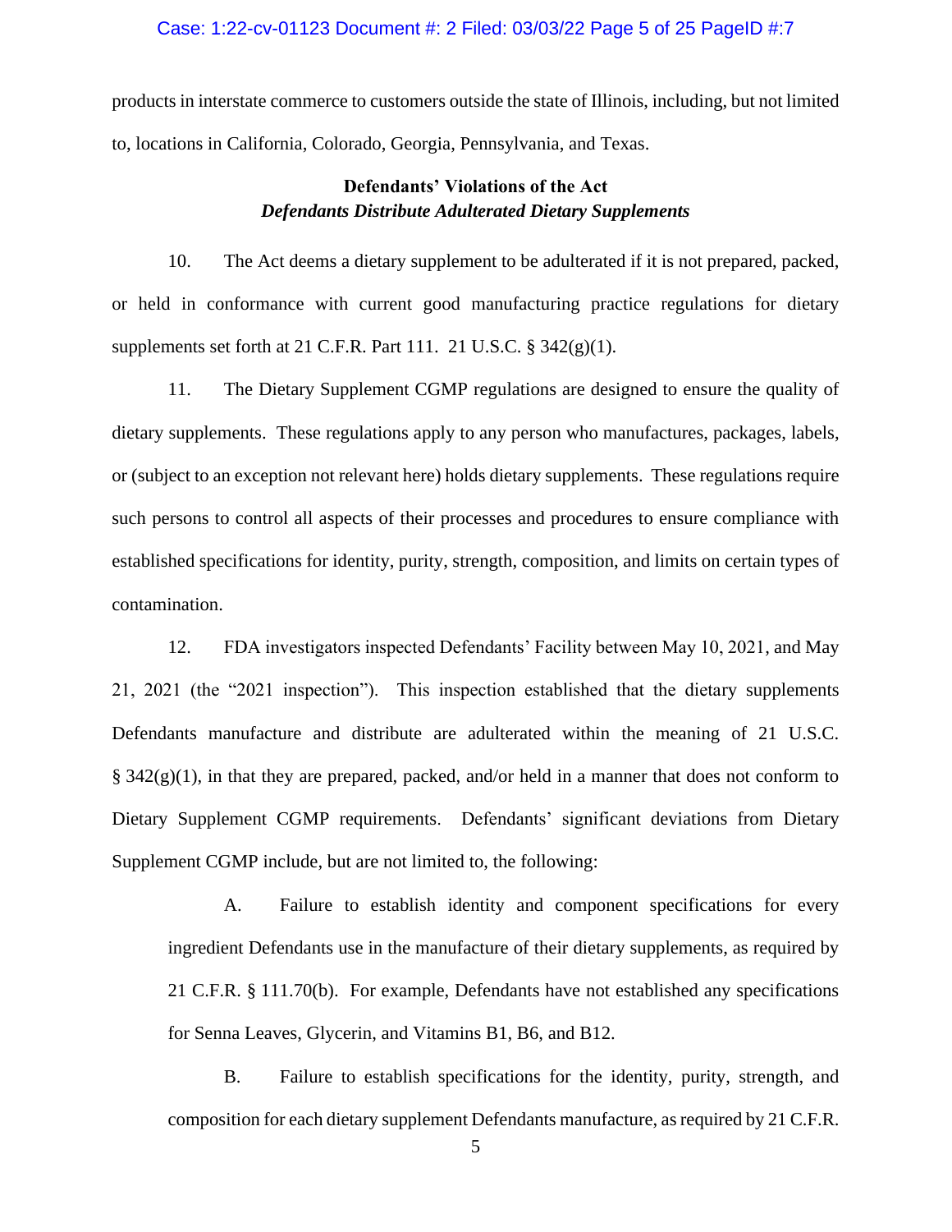products in interstate commerce to customers outside the state of Illinois, including, but not limited to, locations in California, Colorado, Georgia, Pennsylvania, and Texas.

**Defendants' Violations of the Act**
***Defendants Distribute Adulterated Dietary Supplements***

10. The Act deems a dietary supplement to be adulterated if it is not prepared, packed, or held in conformance with current good manufacturing practice regulations for dietary supplements set forth at 21 C.F.R. Part 111. 21 U.S.C. § 342(g)(1).

11. The Dietary Supplement CGMP regulations are designed to ensure the quality of dietary supplements. These regulations apply to any person who manufactures, packages, labels, or (subject to an exception not relevant here) holds dietary supplements. These regulations require such persons to control all aspects of their processes and procedures to ensure compliance with established specifications for identity, purity, strength, composition, and limits on certain types of contamination.

12. FDA investigators inspected Defendants' Facility between May 10, 2021, and May 21, 2021 (the "2021 inspection"). This inspection established that the dietary supplements Defendants manufacture and distribute are adulterated within the meaning of 21 U.S.C. § 342(g)(1), in that they are prepared, packed, and/or held in a manner that does not conform to Dietary Supplement CGMP requirements. Defendants' significant deviations from Dietary Supplement CGMP include, but are not limited to, the following:

A. Failure to establish identity and component specifications for every ingredient Defendants use in the manufacture of their dietary supplements, as required by 21 C.F.R. § 111.70(b). For example, Defendants have not established any specifications for Senna Leaves, Glycerin, and Vitamins B1, B6, and B12.

B. Failure to establish specifications for the identity, purity, strength, and composition for each dietary supplement Defendants manufacture, as required by 21 C.F.R.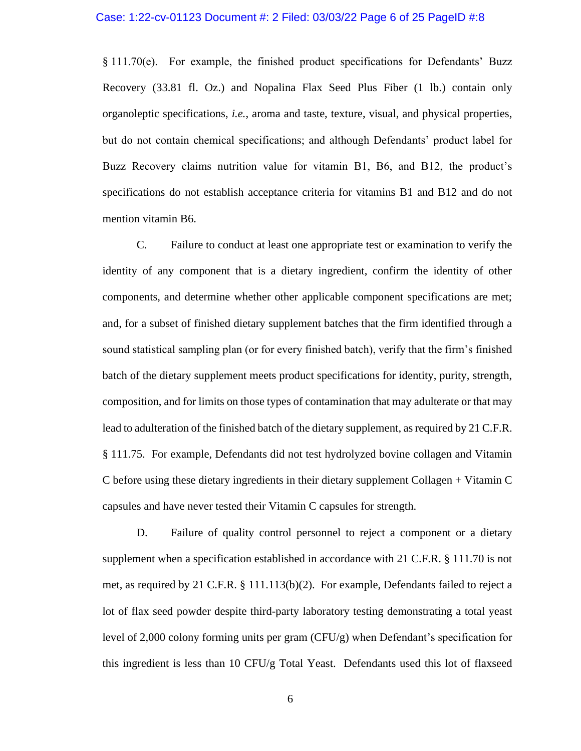§ 111.70(e). For example, the finished product specifications for Defendants' Buzz Recovery (33.81 fl. Oz.) and Nopalina Flax Seed Plus Fiber (1 lb.) contain only organoleptic specifications, *i.e.*, aroma and taste, texture, visual, and physical properties, but do not contain chemical specifications; and although Defendants' product label for Buzz Recovery claims nutrition value for vitamin B1, B6, and B12, the product's specifications do not establish acceptance criteria for vitamins B1 and B12 and do not mention vitamin B6.

C. Failure to conduct at least one appropriate test or examination to verify the identity of any component that is a dietary ingredient, confirm the identity of other components, and determine whether other applicable component specifications are met; and, for a subset of finished dietary supplement batches that the firm identified through a sound statistical sampling plan (or for every finished batch), verify that the firm's finished batch of the dietary supplement meets product specifications for identity, purity, strength, composition, and for limits on those types of contamination that may adulterate or that may lead to adulteration of the finished batch of the dietary supplement, as required by 21 C.F.R. § 111.75. For example, Defendants did not test hydrolyzed bovine collagen and Vitamin C before using these dietary ingredients in their dietary supplement Collagen + Vitamin C capsules and have never tested their Vitamin C capsules for strength.

D. Failure of quality control personnel to reject a component or a dietary supplement when a specification established in accordance with 21 C.F.R. § 111.70 is not met, as required by 21 C.F.R. § 111.113(b)(2). For example, Defendants failed to reject a lot of flax seed powder despite third-party laboratory testing demonstrating a total yeast level of 2,000 colony forming units per gram (CFU/g) when Defendant's specification for this ingredient is less than 10 CFU/g Total Yeast. Defendants used this lot of flaxseed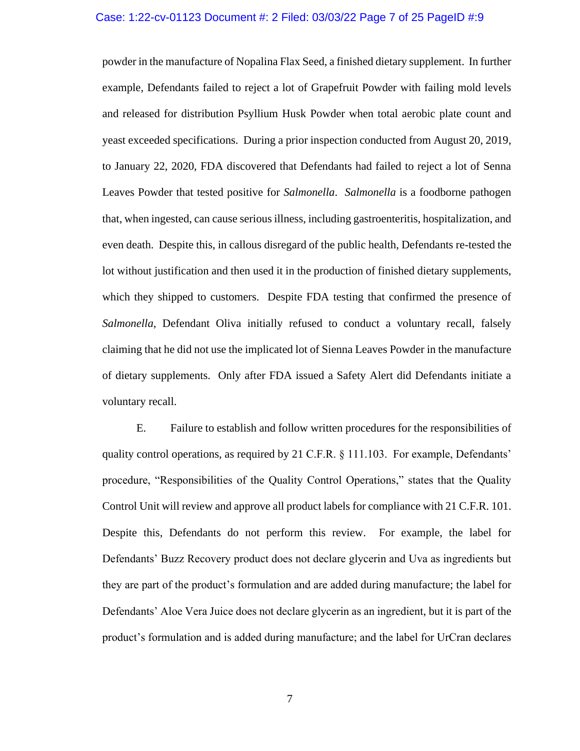powder in the manufacture of Nopalina Flax Seed, a finished dietary supplement. In further example, Defendants failed to reject a lot of Grapefruit Powder with failing mold levels and released for distribution Psyllium Husk Powder when total aerobic plate count and yeast exceeded specifications. During a prior inspection conducted from August 20, 2019, to January 22, 2020, FDA discovered that Defendants had failed to reject a lot of Senna Leaves Powder that tested positive for *Salmonella*. *Salmonella* is a foodborne pathogen that, when ingested, can cause serious illness, including gastroenteritis, hospitalization, and even death. Despite this, in callous disregard of the public health, Defendants re-tested the lot without justification and then used it in the production of finished dietary supplements, which they shipped to customers. Despite FDA testing that confirmed the presence of *Salmonella*, Defendant Oliva initially refused to conduct a voluntary recall, falsely claiming that he did not use the implicated lot of Sienna Leaves Powder in the manufacture of dietary supplements. Only after FDA issued a Safety Alert did Defendants initiate a voluntary recall.

E. Failure to establish and follow written procedures for the responsibilities of quality control operations, as required by 21 C.F.R. § 111.103. For example, Defendants' procedure, "Responsibilities of the Quality Control Operations," states that the Quality Control Unit will review and approve all product labels for compliance with 21 C.F.R. 101. Despite this, Defendants do not perform this review. For example, the label for Defendants' Buzz Recovery product does not declare glycerin and Uva as ingredients but they are part of the product's formulation and are added during manufacture; the label for Defendants' Aloe Vera Juice does not declare glycerin as an ingredient, but it is part of the product's formulation and is added during manufacture; and the label for UrCran declares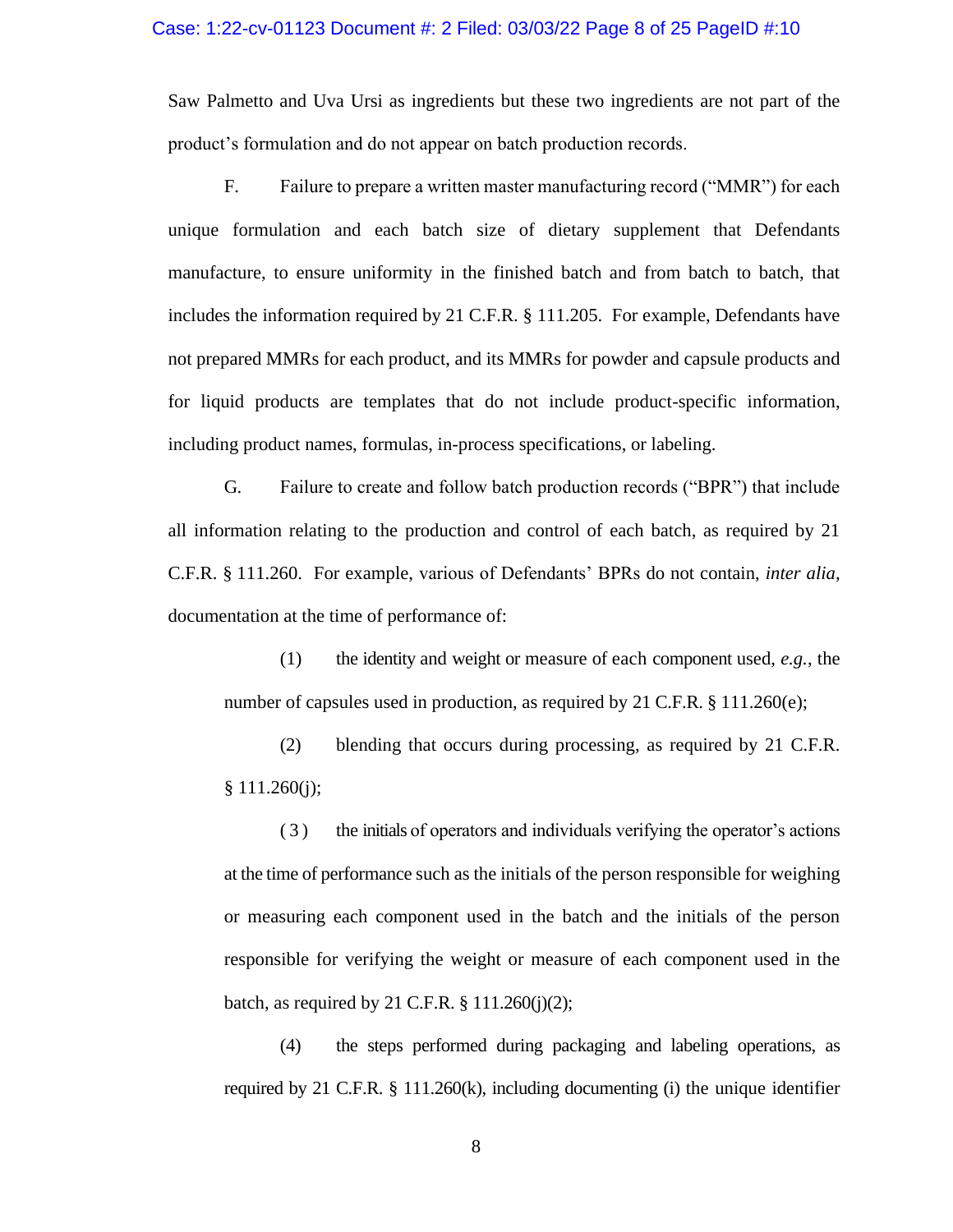Saw Palmetto and Uva Ursi as ingredients but these two ingredients are not part of the product's formulation and do not appear on batch production records.

F. Failure to prepare a written master manufacturing record ("MMR") for each unique formulation and each batch size of dietary supplement that Defendants manufacture, to ensure uniformity in the finished batch and from batch to batch, that includes the information required by 21 C.F.R. § 111.205. For example, Defendants have not prepared MMRs for each product, and its MMRs for powder and capsule products and for liquid products are templates that do not include product-specific information, including product names, formulas, in-process specifications, or labeling.

G. Failure to create and follow batch production records ("BPR") that include all information relating to the production and control of each batch, as required by 21 C.F.R. § 111.260. For example, various of Defendants' BPRs do not contain, *inter alia*, documentation at the time of performance of:

(1) the identity and weight or measure of each component used, *e.g.*, the number of capsules used in production, as required by 21 C.F.R. § 111.260(e);

(2) blending that occurs during processing, as required by 21 C.F.R. § 111.260(j);

(3) the initials of operators and individuals verifying the operator's actions at the time of performance such as the initials of the person responsible for weighing or measuring each component used in the batch and the initials of the person responsible for verifying the weight or measure of each component used in the batch, as required by 21 C.F.R. § 111.260(j)(2);

(4) the steps performed during packaging and labeling operations, as required by 21 C.F.R. § 111.260(k), including documenting (i) the unique identifier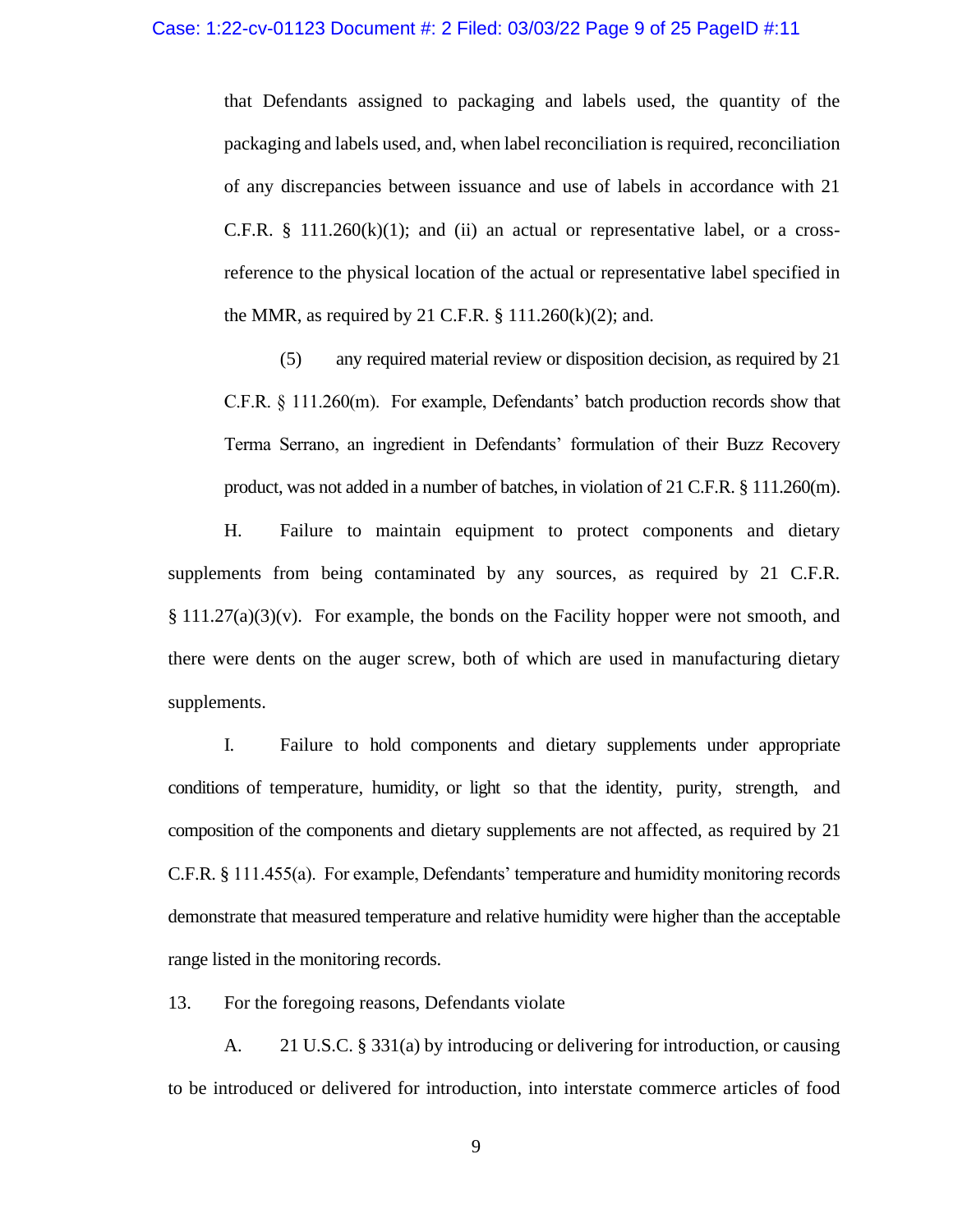that Defendants assigned to packaging and labels used, the quantity of the packaging and labels used, and, when label reconciliation is required, reconciliation of any discrepancies between issuance and use of labels in accordance with 21 C.F.R. § 111.260(k)(1); and (ii) an actual or representative label, or a cross-reference to the physical location of the actual or representative label specified in the MMR, as required by 21 C.F.R. § 111.260(k)(2); and.

(5) any required material review or disposition decision, as required by 21 C.F.R. § 111.260(m). For example, Defendants' batch production records show that Terma Serrano, an ingredient in Defendants' formulation of their Buzz Recovery product, was not added in a number of batches, in violation of 21 C.F.R. § 111.260(m).

H. Failure to maintain equipment to protect components and dietary supplements from being contaminated by any sources, as required by 21 C.F.R. § 111.27(a)(3)(v). For example, the bonds on the Facility hopper were not smooth, and there were dents on the auger screw, both of which are used in manufacturing dietary supplements.

I. Failure to hold components and dietary supplements under appropriate conditions of temperature, humidity, or light so that the identity, purity, strength, and composition of the components and dietary supplements are not affected, as required by 21 C.F.R. § 111.455(a). For example, Defendants' temperature and humidity monitoring records demonstrate that measured temperature and relative humidity were higher than the acceptable range listed in the monitoring records.

13. For the foregoing reasons, Defendants violate

A. 21 U.S.C. § 331(a) by introducing or delivering for introduction, or causing to be introduced or delivered for introduction, into interstate commerce articles of food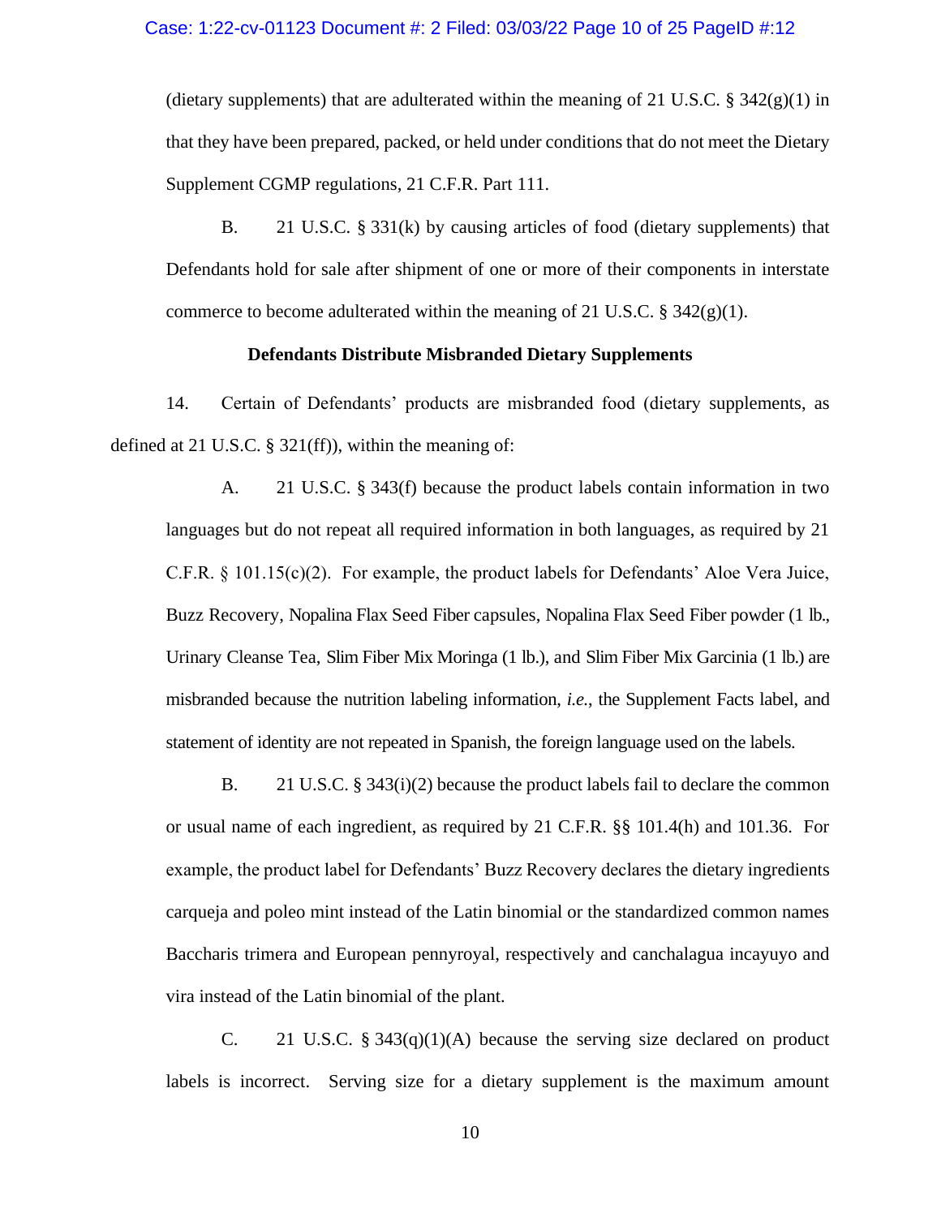(dietary supplements) that are adulterated within the meaning of 21 U.S.C. § 342(g)(1) in that they have been prepared, packed, or held under conditions that do not meet the Dietary Supplement CGMP regulations, 21 C.F.R. Part 111.

B. 21 U.S.C. § 331(k) by causing articles of food (dietary supplements) that Defendants hold for sale after shipment of one or more of their components in interstate commerce to become adulterated within the meaning of 21 U.S.C. § 342(g)(1).

**Defendants Distribute Misbranded Dietary Supplements**

14. Certain of Defendants' products are misbranded food (dietary supplements, as defined at 21 U.S.C. § 321(ff)), within the meaning of:

A. 21 U.S.C. § 343(f) because the product labels contain information in two languages but do not repeat all required information in both languages, as required by 21 C.F.R. § 101.15(c)(2). For example, the product labels for Defendants' Aloe Vera Juice, Buzz Recovery, Nopalina Flax Seed Fiber capsules, Nopalina Flax Seed Fiber powder (1 lb., Urinary Cleanse Tea, Slim Fiber Mix Moringa (1 lb.), and Slim Fiber Mix Garcinia (1 lb.) are misbranded because the nutrition labeling information, *i.e.*, the Supplement Facts label, and statement of identity are not repeated in Spanish, the foreign language used on the labels.

B. 21 U.S.C. § 343(i)(2) because the product labels fail to declare the common or usual name of each ingredient, as required by 21 C.F.R. §§ 101.4(h) and 101.36. For example, the product label for Defendants' Buzz Recovery declares the dietary ingredients carqueja and poleo mint instead of the Latin binomial or the standardized common names Baccharis trimera and European pennyroyal, respectively and canchalagua incayuyo and vira instead of the Latin binomial of the plant.

C. 21 U.S.C. § 343(q)(1)(A) because the serving size declared on product labels is incorrect. Serving size for a dietary supplement is the maximum amount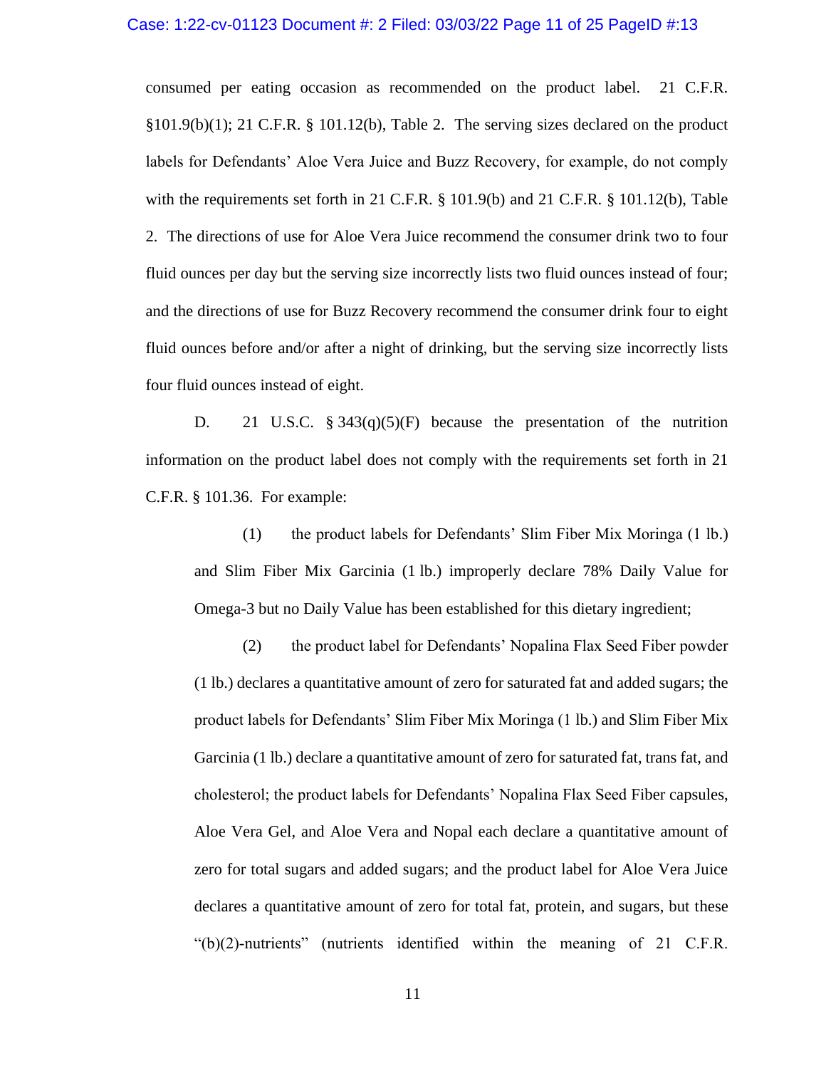consumed per eating occasion as recommended on the product label. 21 C.F.R. §101.9(b)(1); 21 C.F.R. § 101.12(b), Table 2. The serving sizes declared on the product labels for Defendants' Aloe Vera Juice and Buzz Recovery, for example, do not comply with the requirements set forth in 21 C.F.R. § 101.9(b) and 21 C.F.R. § 101.12(b), Table 2. The directions of use for Aloe Vera Juice recommend the consumer drink two to four fluid ounces per day but the serving size incorrectly lists two fluid ounces instead of four; and the directions of use for Buzz Recovery recommend the consumer drink four to eight fluid ounces before and/or after a night of drinking, but the serving size incorrectly lists four fluid ounces instead of eight.

D. 21 U.S.C. § 343(q)(5)(F) because the presentation of the nutrition information on the product label does not comply with the requirements set forth in 21 C.F.R. § 101.36. For example:

(1) the product labels for Defendants' Slim Fiber Mix Moringa (1 lb.) and Slim Fiber Mix Garcinia (1 lb.) improperly declare 78% Daily Value for Omega-3 but no Daily Value has been established for this dietary ingredient;

(2) the product label for Defendants' Nopalina Flax Seed Fiber powder (1 lb.) declares a quantitative amount of zero for saturated fat and added sugars; the product labels for Defendants' Slim Fiber Mix Moringa (1 lb.) and Slim Fiber Mix Garcinia (1 lb.) declare a quantitative amount of zero for saturated fat, trans fat, and cholesterol; the product labels for Defendants' Nopalina Flax Seed Fiber capsules, Aloe Vera Gel, and Aloe Vera and Nopal each declare a quantitative amount of zero for total sugars and added sugars; and the product label for Aloe Vera Juice declares a quantitative amount of zero for total fat, protein, and sugars, but these "(b)(2)-nutrients" (nutrients identified within the meaning of 21 C.F.R.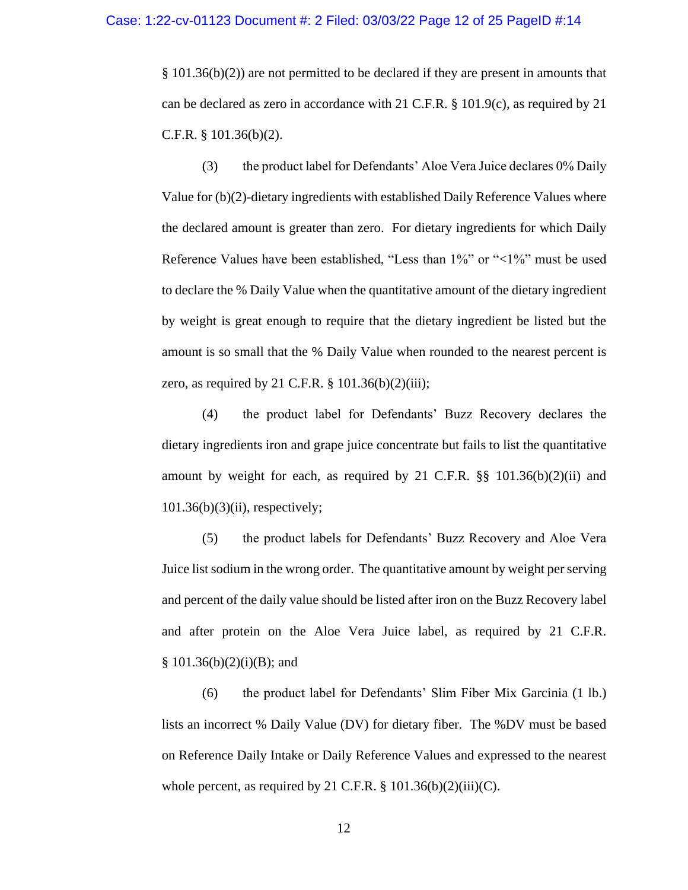§ 101.36(b)(2)) are not permitted to be declared if they are present in amounts that can be declared as zero in accordance with 21 C.F.R. § 101.9(c), as required by 21 C.F.R. § 101.36(b)(2).

(3) the product label for Defendants' Aloe Vera Juice declares 0% Daily Value for (b)(2)-dietary ingredients with established Daily Reference Values where the declared amount is greater than zero. For dietary ingredients for which Daily Reference Values have been established, "Less than 1%" or "<1%" must be used to declare the % Daily Value when the quantitative amount of the dietary ingredient by weight is great enough to require that the dietary ingredient be listed but the amount is so small that the % Daily Value when rounded to the nearest percent is zero, as required by 21 C.F.R. § 101.36(b)(2)(iii);

(4) the product label for Defendants' Buzz Recovery declares the dietary ingredients iron and grape juice concentrate but fails to list the quantitative amount by weight for each, as required by 21 C.F.R. §§ 101.36(b)(2)(ii) and 101.36(b)(3)(ii), respectively;

(5) the product labels for Defendants' Buzz Recovery and Aloe Vera Juice list sodium in the wrong order. The quantitative amount by weight per serving and percent of the daily value should be listed after iron on the Buzz Recovery label and after protein on the Aloe Vera Juice label, as required by 21 C.F.R. § 101.36(b)(2)(i)(B); and

(6) the product label for Defendants' Slim Fiber Mix Garcinia (1 lb.) lists an incorrect % Daily Value (DV) for dietary fiber. The %DV must be based on Reference Daily Intake or Daily Reference Values and expressed to the nearest whole percent, as required by 21 C.F.R. § 101.36(b)(2)(iii)(C).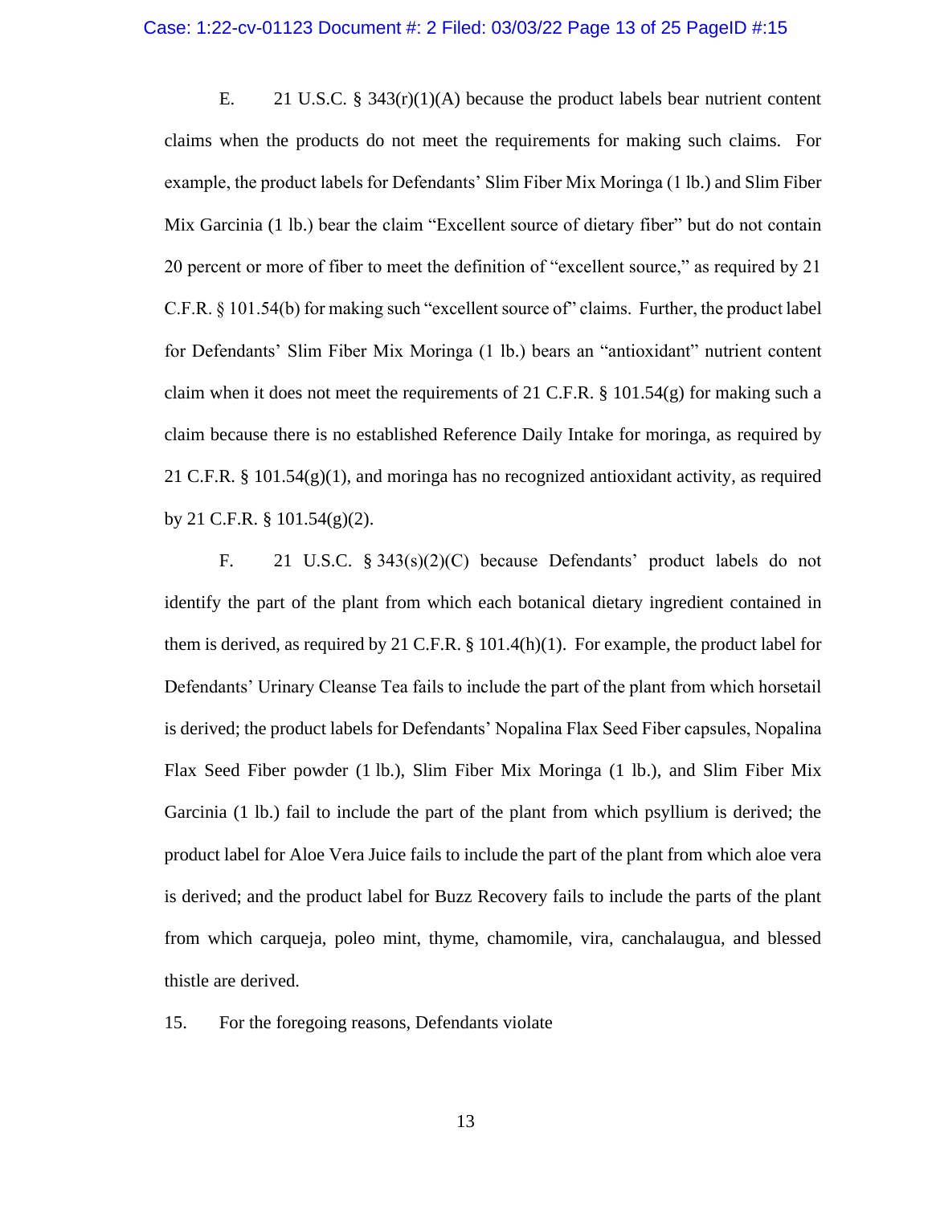E. 21 U.S.C. § 343(r)(1)(A) because the product labels bear nutrient content claims when the products do not meet the requirements for making such claims. For example, the product labels for Defendants' Slim Fiber Mix Moringa (1 lb.) and Slim Fiber Mix Garcinia (1 lb.) bear the claim "Excellent source of dietary fiber" but do not contain 20 percent or more of fiber to meet the definition of "excellent source," as required by 21 C.F.R. § 101.54(b) for making such "excellent source of" claims. Further, the product label for Defendants' Slim Fiber Mix Moringa (1 lb.) bears an "antioxidant" nutrient content claim when it does not meet the requirements of 21 C.F.R. § 101.54(g) for making such a claim because there is no established Reference Daily Intake for moringa, as required by 21 C.F.R. § 101.54(g)(1), and moringa has no recognized antioxidant activity, as required by 21 C.F.R. § 101.54(g)(2).

F. 21 U.S.C. § 343(s)(2)(C) because Defendants' product labels do not identify the part of the plant from which each botanical dietary ingredient contained in them is derived, as required by 21 C.F.R. § 101.4(h)(1). For example, the product label for Defendants' Urinary Cleanse Tea fails to include the part of the plant from which horsetail is derived; the product labels for Defendants' Nopalina Flax Seed Fiber capsules, Nopalina Flax Seed Fiber powder (1 lb.), Slim Fiber Mix Moringa (1 lb.), and Slim Fiber Mix Garcinia (1 lb.) fail to include the part of the plant from which psyllium is derived; the product label for Aloe Vera Juice fails to include the part of the plant from which aloe vera is derived; and the product label for Buzz Recovery fails to include the parts of the plant from which carqueja, poleo mint, thyme, chamomile, vira, canchalaugua, and blessed thistle are derived.

15. For the foregoing reasons, Defendants violate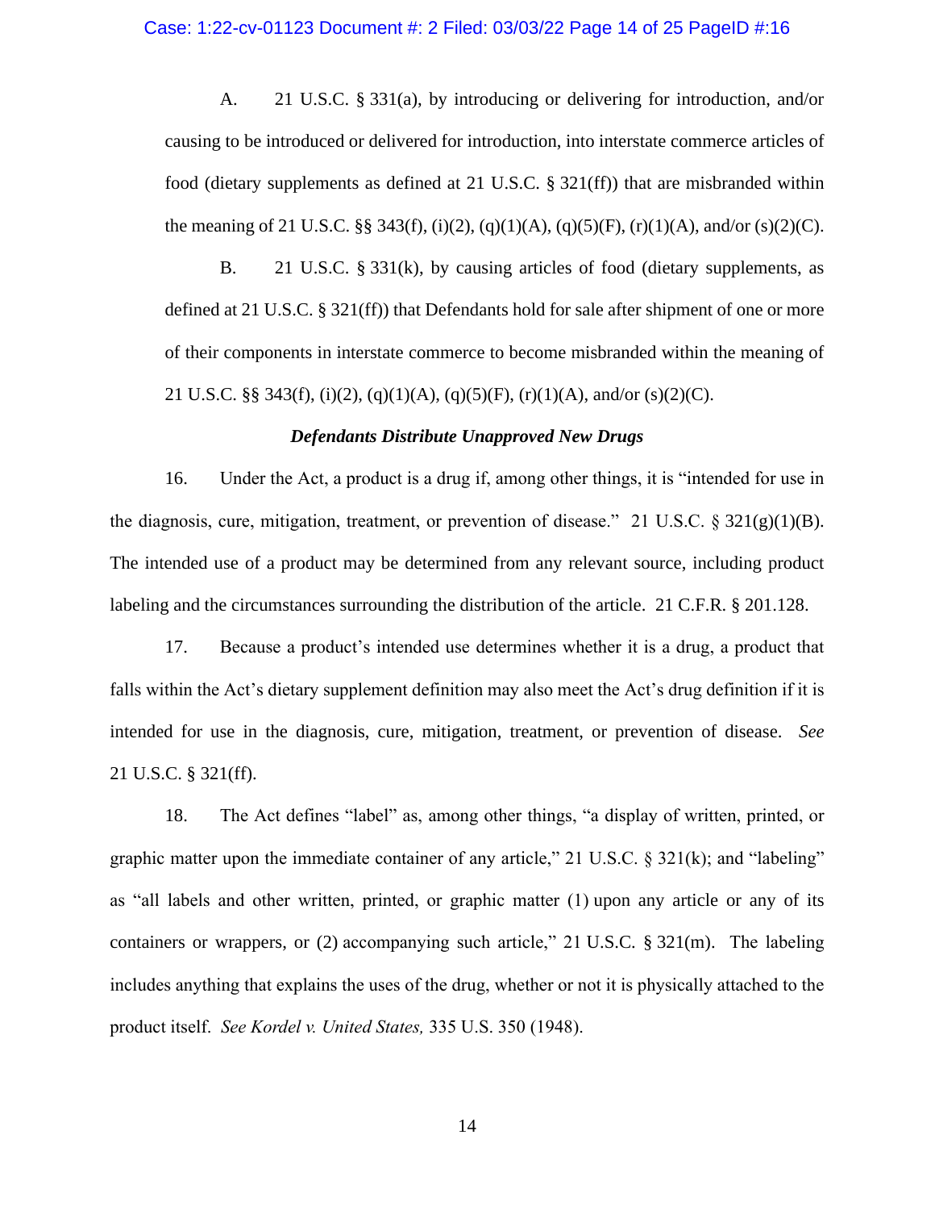A. 21 U.S.C. § 331(a), by introducing or delivering for introduction, and/or causing to be introduced or delivered for introduction, into interstate commerce articles of food (dietary supplements as defined at 21 U.S.C. § 321(ff)) that are misbranded within the meaning of 21 U.S.C. §§ 343(f), (i)(2), (q)(1)(A), (q)(5)(F), (r)(1)(A), and/or (s)(2)(C).

B. 21 U.S.C. § 331(k), by causing articles of food (dietary supplements, as defined at 21 U.S.C. § 321(ff)) that Defendants hold for sale after shipment of one or more of their components in interstate commerce to become misbranded within the meaning of 21 U.S.C. §§ 343(f), (i)(2), (q)(1)(A), (q)(5)(F), (r)(1)(A), and/or (s)(2)(C).

***Defendants Distribute Unapproved New Drugs***

16. Under the Act, a product is a drug if, among other things, it is "intended for use in the diagnosis, cure, mitigation, treatment, or prevention of disease." 21 U.S.C. § 321(g)(1)(B). The intended use of a product may be determined from any relevant source, including product labeling and the circumstances surrounding the distribution of the article. 21 C.F.R. § 201.128.

17. Because a product's intended use determines whether it is a drug, a product that falls within the Act's dietary supplement definition may also meet the Act's drug definition if it is intended for use in the diagnosis, cure, mitigation, treatment, or prevention of disease. *See* 21 U.S.C. § 321(ff).

18. The Act defines "label" as, among other things, "a display of written, printed, or graphic matter upon the immediate container of any article," 21 U.S.C. § 321(k); and "labeling" as "all labels and other written, printed, or graphic matter (1) upon any article or any of its containers or wrappers, or (2) accompanying such article," 21 U.S.C. § 321(m). The labeling includes anything that explains the uses of the drug, whether or not it is physically attached to the product itself. *See Kordel v. United States,* 335 U.S. 350 (1948).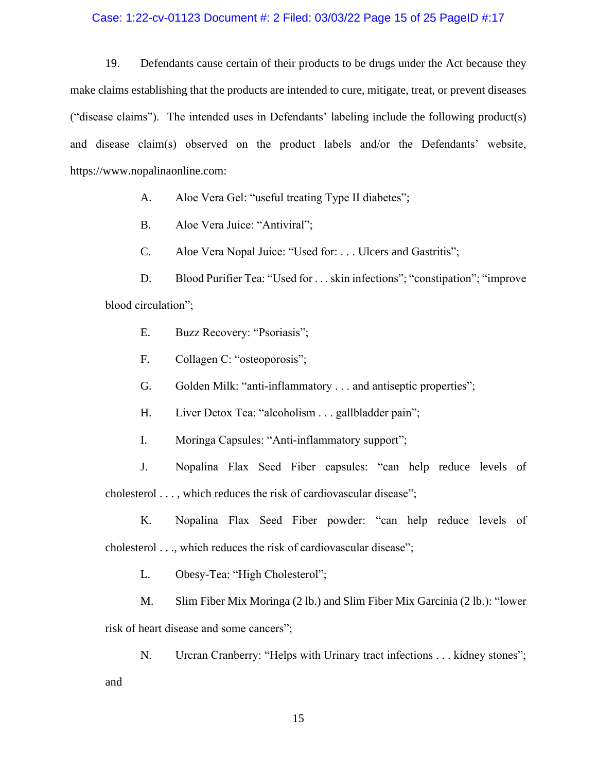19. Defendants cause certain of their products to be drugs under the Act because they make claims establishing that the products are intended to cure, mitigate, treat, or prevent diseases ("disease claims"). The intended uses in Defendants' labeling include the following product(s) and disease claim(s) observed on the product labels and/or the Defendants' website, https://www.nopalinaonline.com:

A. Aloe Vera Gel: "useful treating Type II diabetes";

B. Aloe Vera Juice: "Antiviral";

C. Aloe Vera Nopal Juice: "Used for: . . . Ulcers and Gastritis";

D. Blood Purifier Tea: "Used for . . . skin infections"; "constipation"; "improve blood circulation";

E. Buzz Recovery: "Psoriasis";

F. Collagen C: "osteoporosis";

G. Golden Milk: "anti-inflammatory . . . and antiseptic properties";

H. Liver Detox Tea: "alcoholism . . . gallbladder pain";

I. Moringa Capsules: "Anti-inflammatory support";

J. Nopalina Flax Seed Fiber capsules: "can help reduce levels of cholesterol . . . , which reduces the risk of cardiovascular disease";

K. Nopalina Flax Seed Fiber powder: "can help reduce levels of cholesterol . . ., which reduces the risk of cardiovascular disease";

L. Obesy-Tea: "High Cholesterol";

M. Slim Fiber Mix Moringa (2 lb.) and Slim Fiber Mix Garcinia (2 lb.): "lower risk of heart disease and some cancers";

N. Urcran Cranberry: "Helps with Urinary tract infections . . . kidney stones"; and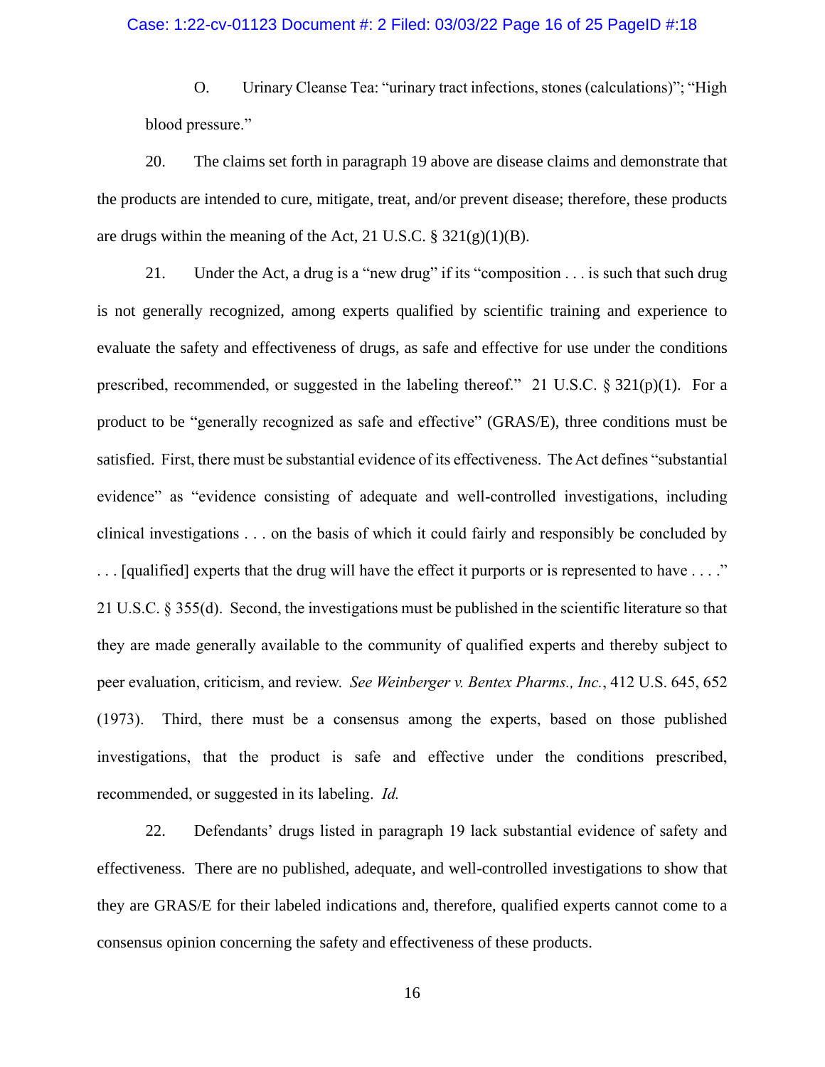O. Urinary Cleanse Tea: "urinary tract infections, stones (calculations)"; "High blood pressure."

20. The claims set forth in paragraph 19 above are disease claims and demonstrate that the products are intended to cure, mitigate, treat, and/or prevent disease; therefore, these products are drugs within the meaning of the Act, 21 U.S.C. § 321(g)(1)(B).

21. Under the Act, a drug is a "new drug" if its "composition . . . is such that such drug is not generally recognized, among experts qualified by scientific training and experience to evaluate the safety and effectiveness of drugs, as safe and effective for use under the conditions prescribed, recommended, or suggested in the labeling thereof." 21 U.S.C. § 321(p)(1). For a product to be "generally recognized as safe and effective" (GRAS/E), three conditions must be satisfied. First, there must be substantial evidence of its effectiveness. The Act defines "substantial evidence" as "evidence consisting of adequate and well-controlled investigations, including clinical investigations . . . on the basis of which it could fairly and responsibly be concluded by . . . [qualified] experts that the drug will have the effect it purports or is represented to have . . . ." 21 U.S.C. § 355(d). Second, the investigations must be published in the scientific literature so that they are made generally available to the community of qualified experts and thereby subject to peer evaluation, criticism, and review. *See Weinberger v. Bentex Pharms., Inc.*, 412 U.S. 645, 652 (1973). Third, there must be a consensus among the experts, based on those published investigations, that the product is safe and effective under the conditions prescribed, recommended, or suggested in its labeling. *Id.*

22. Defendants' drugs listed in paragraph 19 lack substantial evidence of safety and effectiveness. There are no published, adequate, and well-controlled investigations to show that they are GRAS/E for their labeled indications and, therefore, qualified experts cannot come to a consensus opinion concerning the safety and effectiveness of these products.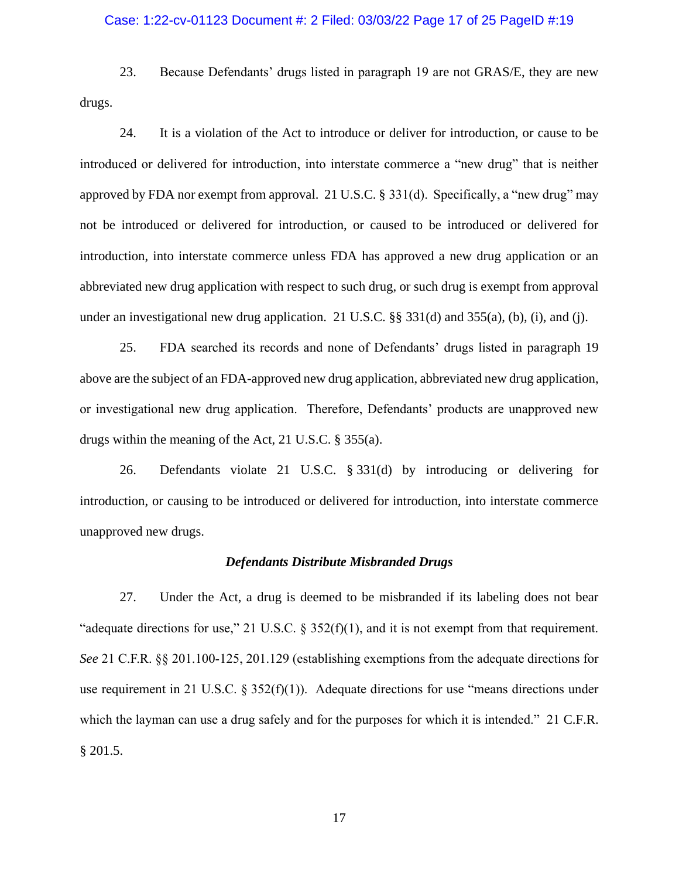23. Because Defendants' drugs listed in paragraph 19 are not GRAS/E, they are new drugs.

24. It is a violation of the Act to introduce or deliver for introduction, or cause to be introduced or delivered for introduction, into interstate commerce a "new drug" that is neither approved by FDA nor exempt from approval. 21 U.S.C. § 331(d). Specifically, a "new drug" may not be introduced or delivered for introduction, or caused to be introduced or delivered for introduction, into interstate commerce unless FDA has approved a new drug application or an abbreviated new drug application with respect to such drug, or such drug is exempt from approval under an investigational new drug application. 21 U.S.C. §§ 331(d) and 355(a), (b), (i), and (j).

25. FDA searched its records and none of Defendants' drugs listed in paragraph 19 above are the subject of an FDA-approved new drug application, abbreviated new drug application, or investigational new drug application. Therefore, Defendants' products are unapproved new drugs within the meaning of the Act, 21 U.S.C. § 355(a).

26. Defendants violate 21 U.S.C. § 331(d) by introducing or delivering for introduction, or causing to be introduced or delivered for introduction, into interstate commerce unapproved new drugs.

### *Defendants Distribute Misbranded Drugs*

27. Under the Act, a drug is deemed to be misbranded if its labeling does not bear "adequate directions for use," 21 U.S.C. § 352(f)(1), and it is not exempt from that requirement. *See* 21 C.F.R. §§ 201.100-125, 201.129 (establishing exemptions from the adequate directions for use requirement in 21 U.S.C. § 352(f)(1)). Adequate directions for use "means directions under which the layman can use a drug safely and for the purposes for which it is intended." 21 C.F.R. § 201.5.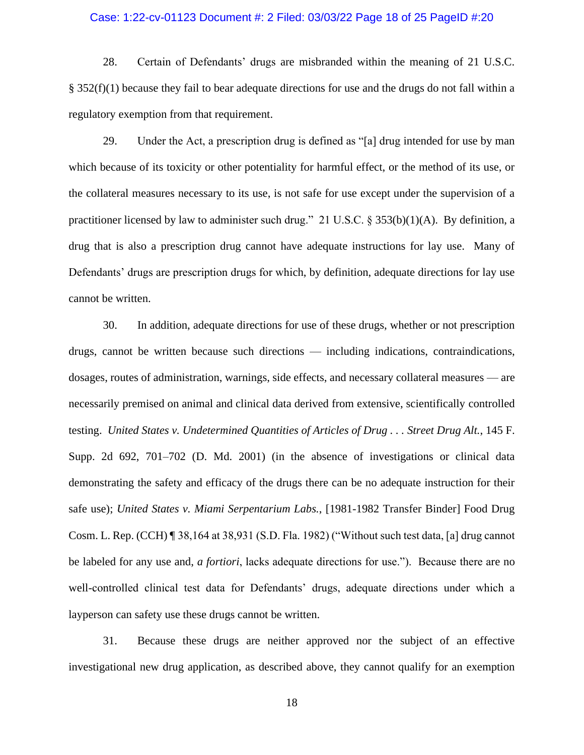28. Certain of Defendants' drugs are misbranded within the meaning of 21 U.S.C. § 352(f)(1) because they fail to bear adequate directions for use and the drugs do not fall within a regulatory exemption from that requirement.

29. Under the Act, a prescription drug is defined as "[a] drug intended for use by man which because of its toxicity or other potentiality for harmful effect, or the method of its use, or the collateral measures necessary to its use, is not safe for use except under the supervision of a practitioner licensed by law to administer such drug." 21 U.S.C. § 353(b)(1)(A). By definition, a drug that is also a prescription drug cannot have adequate instructions for lay use. Many of Defendants' drugs are prescription drugs for which, by definition, adequate directions for lay use cannot be written.

30. In addition, adequate directions for use of these drugs, whether or not prescription drugs, cannot be written because such directions — including indications, contraindications, dosages, routes of administration, warnings, side effects, and necessary collateral measures — are necessarily premised on animal and clinical data derived from extensive, scientifically controlled testing. *United States v. Undetermined Quantities of Articles of Drug . . . Street Drug Alt.*, 145 F. Supp. 2d 692, 701–702 (D. Md. 2001) (in the absence of investigations or clinical data demonstrating the safety and efficacy of the drugs there can be no adequate instruction for their safe use); *United States v. Miami Serpentarium Labs.*, [1981-1982 Transfer Binder] Food Drug Cosm. L. Rep. (CCH) ¶ 38,164 at 38,931 (S.D. Fla. 1982) ("Without such test data, [a] drug cannot be labeled for any use and, *a fortiori*, lacks adequate directions for use."). Because there are no well-controlled clinical test data for Defendants' drugs, adequate directions under which a layperson can safety use these drugs cannot be written.

31. Because these drugs are neither approved nor the subject of an effective investigational new drug application, as described above, they cannot qualify for an exemption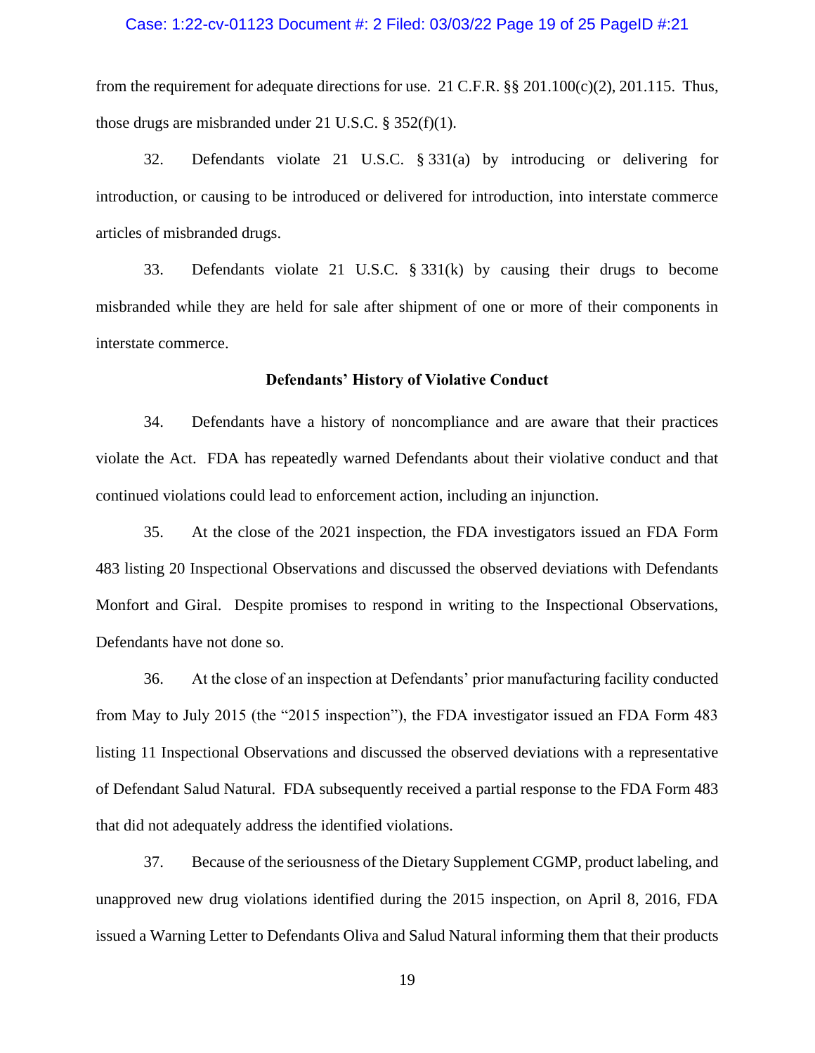from the requirement for adequate directions for use. 21 C.F.R. §§ 201.100(c)(2), 201.115. Thus, those drugs are misbranded under 21 U.S.C. § 352(f)(1).

32. Defendants violate 21 U.S.C. § 331(a) by introducing or delivering for introduction, or causing to be introduced or delivered for introduction, into interstate commerce articles of misbranded drugs.

33. Defendants violate 21 U.S.C. § 331(k) by causing their drugs to become misbranded while they are held for sale after shipment of one or more of their components in interstate commerce.

**Defendants' History of Violative Conduct**

34. Defendants have a history of noncompliance and are aware that their practices violate the Act. FDA has repeatedly warned Defendants about their violative conduct and that continued violations could lead to enforcement action, including an injunction.

35. At the close of the 2021 inspection, the FDA investigators issued an FDA Form 483 listing 20 Inspectional Observations and discussed the observed deviations with Defendants Monfort and Giral. Despite promises to respond in writing to the Inspectional Observations, Defendants have not done so.

36. At the close of an inspection at Defendants' prior manufacturing facility conducted from May to July 2015 (the "2015 inspection"), the FDA investigator issued an FDA Form 483 listing 11 Inspectional Observations and discussed the observed deviations with a representative of Defendant Salud Natural. FDA subsequently received a partial response to the FDA Form 483 that did not adequately address the identified violations.

37. Because of the seriousness of the Dietary Supplement CGMP, product labeling, and unapproved new drug violations identified during the 2015 inspection, on April 8, 2016, FDA issued a Warning Letter to Defendants Oliva and Salud Natural informing them that their products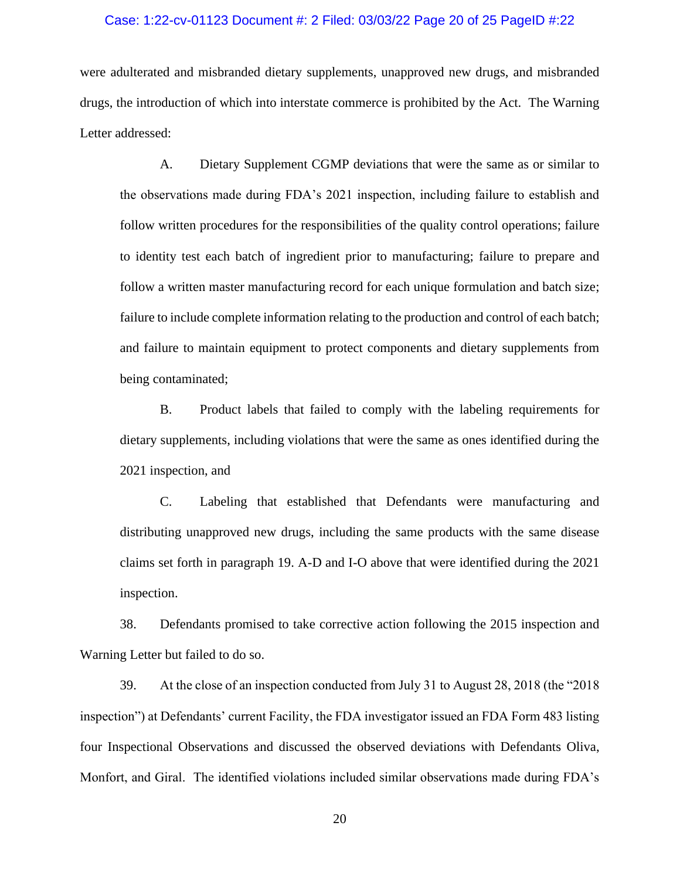were adulterated and misbranded dietary supplements, unapproved new drugs, and misbranded drugs, the introduction of which into interstate commerce is prohibited by the Act. The Warning Letter addressed:

A. Dietary Supplement CGMP deviations that were the same as or similar to the observations made during FDA's 2021 inspection, including failure to establish and follow written procedures for the responsibilities of the quality control operations; failure to identity test each batch of ingredient prior to manufacturing; failure to prepare and follow a written master manufacturing record for each unique formulation and batch size; failure to include complete information relating to the production and control of each batch; and failure to maintain equipment to protect components and dietary supplements from being contaminated;

B. Product labels that failed to comply with the labeling requirements for dietary supplements, including violations that were the same as ones identified during the 2021 inspection, and

C. Labeling that established that Defendants were manufacturing and distributing unapproved new drugs, including the same products with the same disease claims set forth in paragraph 19. A-D and I-O above that were identified during the 2021 inspection.

38. Defendants promised to take corrective action following the 2015 inspection and Warning Letter but failed to do so.

39. At the close of an inspection conducted from July 31 to August 28, 2018 (the "2018 inspection") at Defendants' current Facility, the FDA investigator issued an FDA Form 483 listing four Inspectional Observations and discussed the observed deviations with Defendants Oliva, Monfort, and Giral. The identified violations included similar observations made during FDA's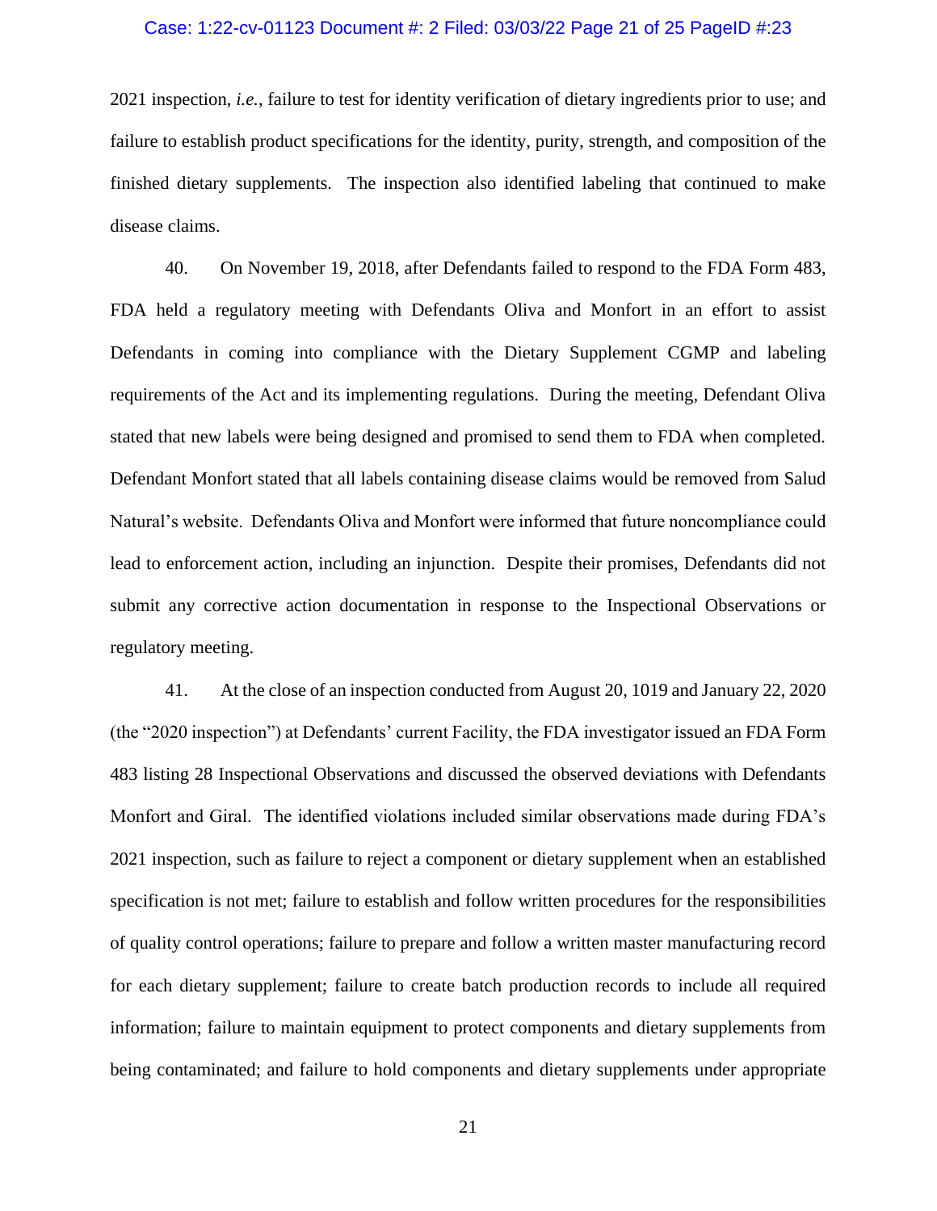2021 inspection, *i.e.*, failure to test for identity verification of dietary ingredients prior to use; and failure to establish product specifications for the identity, purity, strength, and composition of the finished dietary supplements. The inspection also identified labeling that continued to make disease claims.

40. On November 19, 2018, after Defendants failed to respond to the FDA Form 483, FDA held a regulatory meeting with Defendants Oliva and Monfort in an effort to assist Defendants in coming into compliance with the Dietary Supplement CGMP and labeling requirements of the Act and its implementing regulations. During the meeting, Defendant Oliva stated that new labels were being designed and promised to send them to FDA when completed. Defendant Monfort stated that all labels containing disease claims would be removed from Salud Natural's website. Defendants Oliva and Monfort were informed that future noncompliance could lead to enforcement action, including an injunction. Despite their promises, Defendants did not submit any corrective action documentation in response to the Inspectional Observations or regulatory meeting.

41. At the close of an inspection conducted from August 20, 1019 and January 22, 2020 (the "2020 inspection") at Defendants' current Facility, the FDA investigator issued an FDA Form 483 listing 28 Inspectional Observations and discussed the observed deviations with Defendants Monfort and Giral. The identified violations included similar observations made during FDA's 2021 inspection, such as failure to reject a component or dietary supplement when an established specification is not met; failure to establish and follow written procedures for the responsibilities of quality control operations; failure to prepare and follow a written master manufacturing record for each dietary supplement; failure to create batch production records to include all required information; failure to maintain equipment to protect components and dietary supplements from being contaminated; and failure to hold components and dietary supplements under appropriate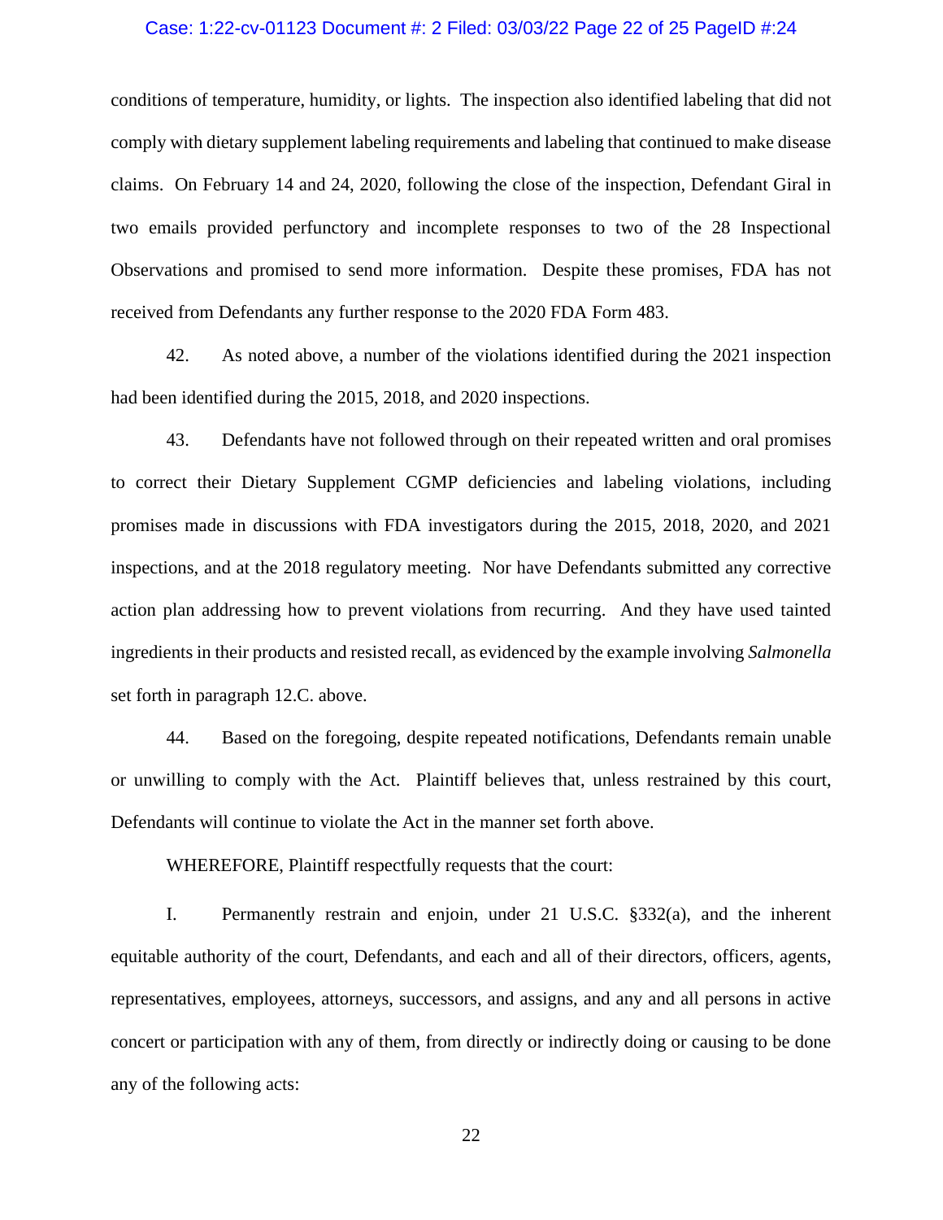conditions of temperature, humidity, or lights. The inspection also identified labeling that did not comply with dietary supplement labeling requirements and labeling that continued to make disease claims. On February 14 and 24, 2020, following the close of the inspection, Defendant Giral in two emails provided perfunctory and incomplete responses to two of the 28 Inspectional Observations and promised to send more information. Despite these promises, FDA has not received from Defendants any further response to the 2020 FDA Form 483.

42. As noted above, a number of the violations identified during the 2021 inspection had been identified during the 2015, 2018, and 2020 inspections.

43. Defendants have not followed through on their repeated written and oral promises to correct their Dietary Supplement CGMP deficiencies and labeling violations, including promises made in discussions with FDA investigators during the 2015, 2018, 2020, and 2021 inspections, and at the 2018 regulatory meeting. Nor have Defendants submitted any corrective action plan addressing how to prevent violations from recurring. And they have used tainted ingredients in their products and resisted recall, as evidenced by the example involving *Salmonella* set forth in paragraph 12.C. above.

44. Based on the foregoing, despite repeated notifications, Defendants remain unable or unwilling to comply with the Act. Plaintiff believes that, unless restrained by this court, Defendants will continue to violate the Act in the manner set forth above.

WHEREFORE, Plaintiff respectfully requests that the court:

I. Permanently restrain and enjoin, under 21 U.S.C. §332(a), and the inherent equitable authority of the court, Defendants, and each and all of their directors, officers, agents, representatives, employees, attorneys, successors, and assigns, and any and all persons in active concert or participation with any of them, from directly or indirectly doing or causing to be done any of the following acts: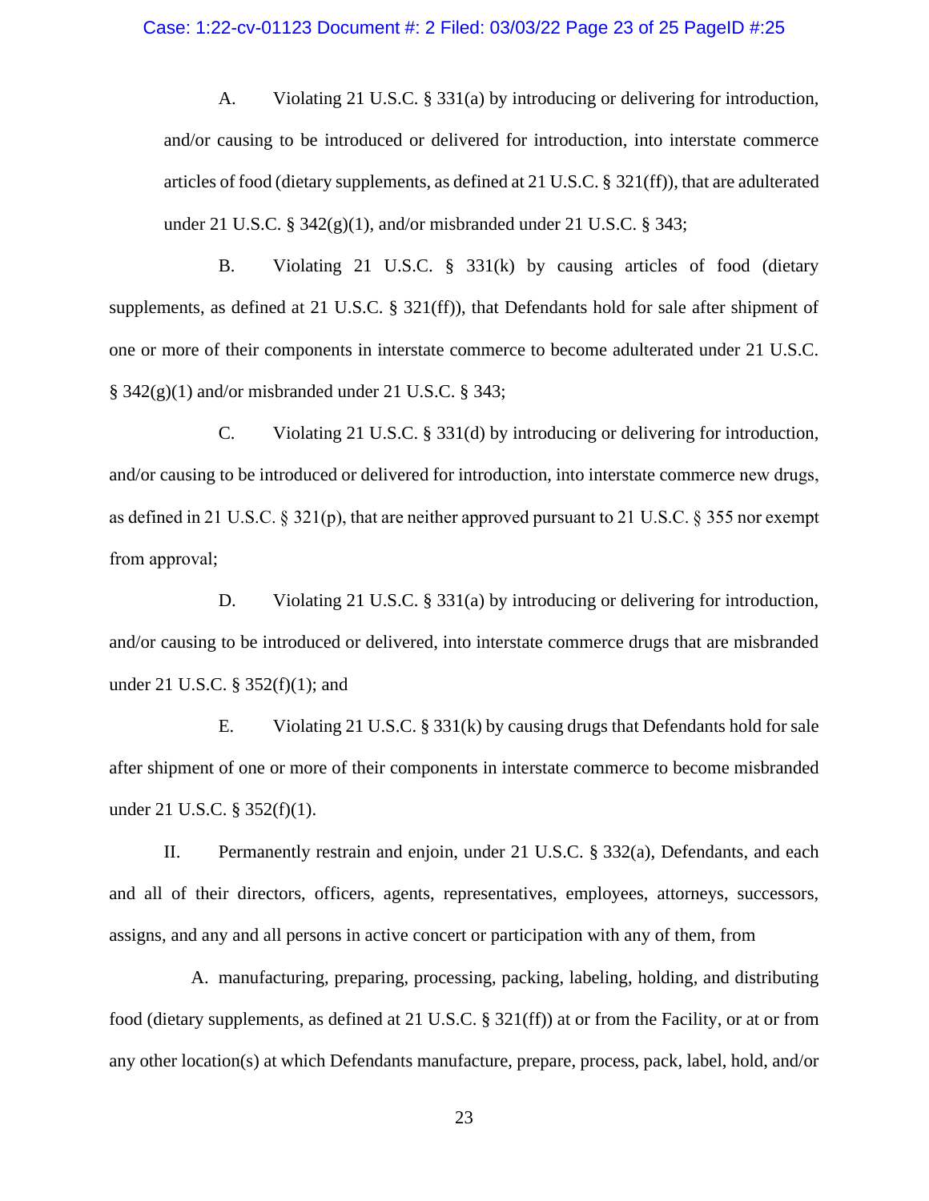A. Violating 21 U.S.C. § 331(a) by introducing or delivering for introduction, and/or causing to be introduced or delivered for introduction, into interstate commerce articles of food (dietary supplements, as defined at 21 U.S.C. § 321(ff)), that are adulterated under 21 U.S.C. § 342(g)(1), and/or misbranded under 21 U.S.C. § 343;

B. Violating 21 U.S.C. § 331(k) by causing articles of food (dietary supplements, as defined at 21 U.S.C. § 321(ff)), that Defendants hold for sale after shipment of one or more of their components in interstate commerce to become adulterated under 21 U.S.C. § 342(g)(1) and/or misbranded under 21 U.S.C. § 343;

C. Violating 21 U.S.C. § 331(d) by introducing or delivering for introduction, and/or causing to be introduced or delivered for introduction, into interstate commerce new drugs, as defined in 21 U.S.C. § 321(p), that are neither approved pursuant to 21 U.S.C. § 355 nor exempt from approval;

D. Violating 21 U.S.C. § 331(a) by introducing or delivering for introduction, and/or causing to be introduced or delivered, into interstate commerce drugs that are misbranded under 21 U.S.C. § 352(f)(1); and

E. Violating 21 U.S.C. § 331(k) by causing drugs that Defendants hold for sale after shipment of one or more of their components in interstate commerce to become misbranded under 21 U.S.C. § 352(f)(1).

II. Permanently restrain and enjoin, under 21 U.S.C. § 332(a), Defendants, and each and all of their directors, officers, agents, representatives, employees, attorneys, successors, assigns, and any and all persons in active concert or participation with any of them, from

A. manufacturing, preparing, processing, packing, labeling, holding, and distributing food (dietary supplements, as defined at 21 U.S.C. § 321(ff)) at or from the Facility, or at or from any other location(s) at which Defendants manufacture, prepare, process, pack, label, hold, and/or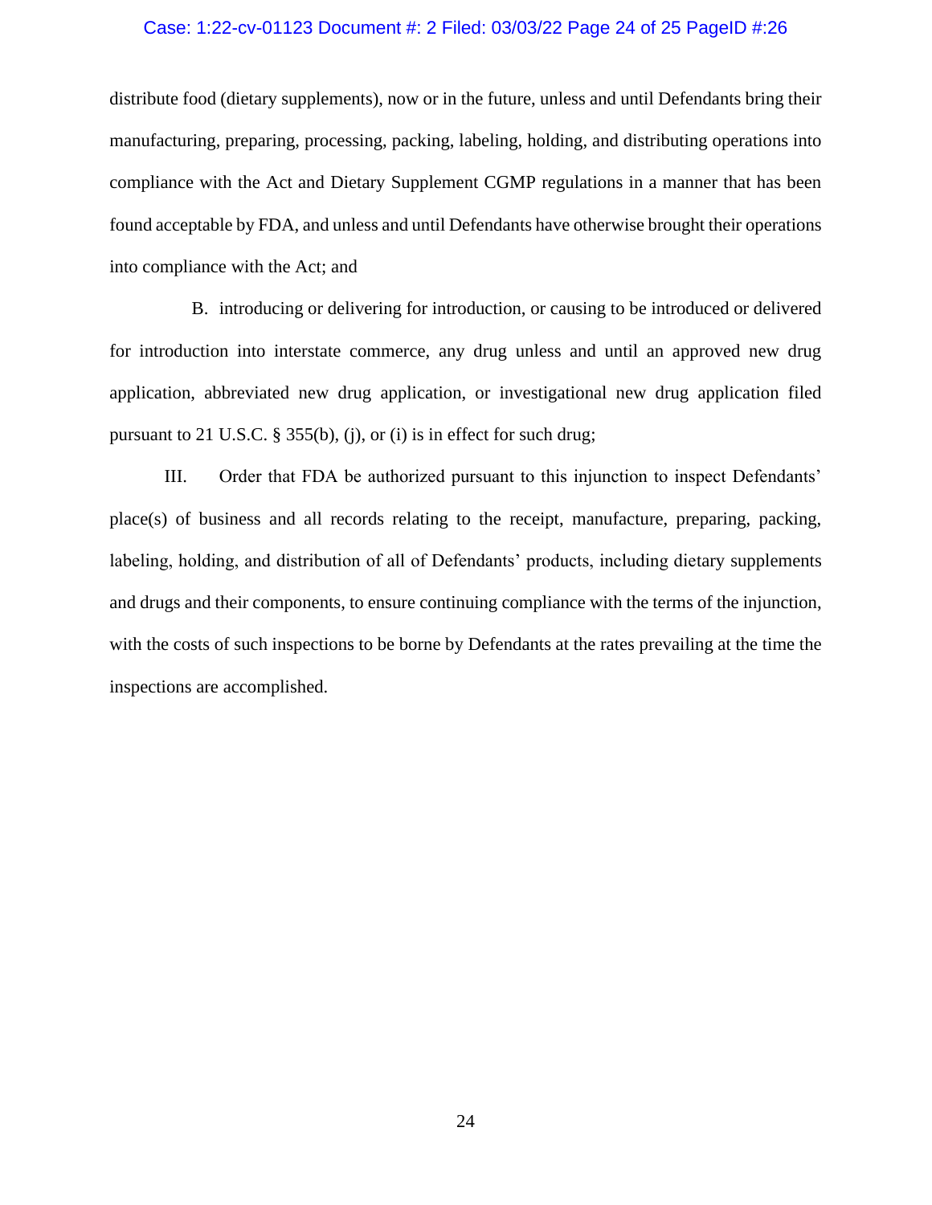distribute food (dietary supplements), now or in the future, unless and until Defendants bring their manufacturing, preparing, processing, packing, labeling, holding, and distributing operations into compliance with the Act and Dietary Supplement CGMP regulations in a manner that has been found acceptable by FDA, and unless and until Defendants have otherwise brought their operations into compliance with the Act; and

B. introducing or delivering for introduction, or causing to be introduced or delivered for introduction into interstate commerce, any drug unless and until an approved new drug application, abbreviated new drug application, or investigational new drug application filed pursuant to 21 U.S.C. § 355(b), (j), or (i) is in effect for such drug;

III. Order that FDA be authorized pursuant to this injunction to inspect Defendants' place(s) of business and all records relating to the receipt, manufacture, preparing, packing, labeling, holding, and distribution of all of Defendants' products, including dietary supplements and drugs and their components, to ensure continuing compliance with the terms of the injunction, with the costs of such inspections to be borne by Defendants at the rates prevailing at the time the inspections are accomplished.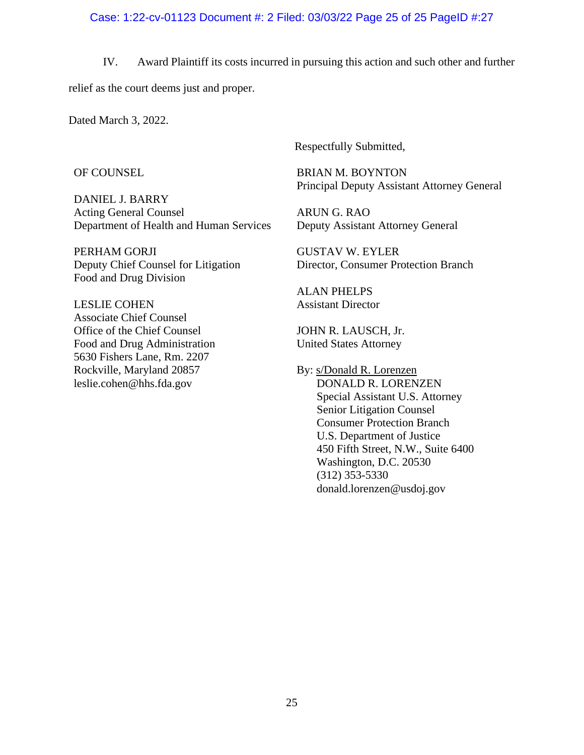IV. Award Plaintiff its costs incurred in pursuing this action and such other and further relief as the court deems just and proper.

Dated March 3, 2022.

Respectfully Submitted,

BRIAN M. BOYNTON
Principal Deputy Assistant Attorney General

ARUN G. RAO
Deputy Assistant Attorney General

GUSTAV W. EYLER
Director, Consumer Protection Branch

ALAN PHELPS
Assistant Director

JOHN R. LAUSCH, Jr.
United States Attorney

By: s/Donald R. Lorenzen
DONALD R. LORENZEN
Special Assistant U.S. Attorney
Senior Litigation Counsel
Consumer Protection Branch
U.S. Department of Justice
450 Fifth Street, N.W., Suite 6400
Washington, D.C. 20530
(312) 353-5330
donald.lorenzen@usdoj.gov

OF COUNSEL

DANIEL J. BARRY
Acting General Counsel
Department of Health and Human Services

PERHAM GORJI
Deputy Chief Counsel for Litigation
Food and Drug Division

LESLIE COHEN
Associate Chief Counsel
Office of the Chief Counsel
Food and Drug Administration
5630 Fishers Lane, Rm. 2207
Rockville, Maryland 20857
leslie.cohen@hhs.fda.gov